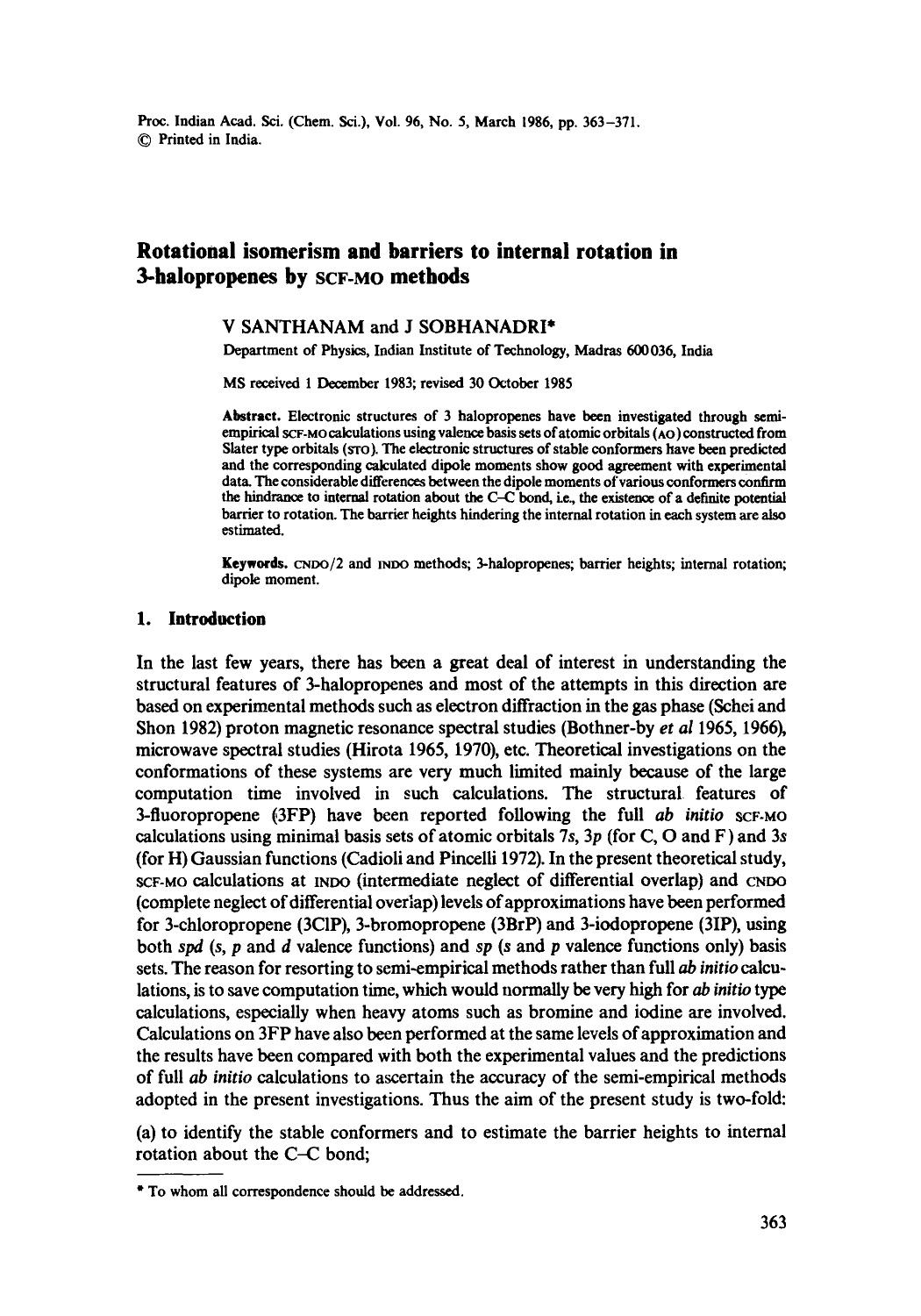# Rotational isomerism and barriers to internal rotation in 3-halopropenes by SCF-MO methods

V SANTHANAM and J SOBHANADRI*

Department of Physics, Indian Institute of Technology, Madras 600 036, India

MS received 1 December 1983; revised 30 October 1985

**Abstract.** Electronic structures of 3 halopropenes have been investigated through semi-empirical SCF-MO calculations using valence basis sets of atomic orbitals (AO) constructed from Slater type orbitals (STO). The electronic structures of stable conformers have been predicted and the corresponding calculated dipole moments show good agreement with experimental data. The considerable differences between the dipole moments of various conformers confirm the hindrance to internal rotation about the C–C bond, i.e., the existence of a definite potential barrier to rotation. The barrier heights hindering the internal rotation in each system are also estimated.

**Keywords.** CNDO/2 and INDO methods; 3-halopropenes; barrier heights; internal rotation; dipole moment.

## 1. Introduction

In the last few years, there has been a great deal of interest in understanding the structural features of 3-halopropenes and most of the attempts in this direction are based on experimental methods such as electron diffraction in the gas phase (Schei and Shon 1982) proton magnetic resonance spectral studies (Bothner-by *et al* 1965, 1966), microwave spectral studies (Hirota 1965, 1970), etc. Theoretical investigations on the conformations of these systems are very much limited mainly because of the large computation time involved in such calculations. The structural features of 3-fluoropropene (3FP) have been reported following the full *ab initio* SCF-MO calculations using minimal basis sets of atomic orbitals 7*s*, 3*p* (for C, O and F) and 3*s* (for H) Gaussian functions (Cadioli and Pincelli 1972). In the present theoretical study, SCF-MO calculations at INDO (intermediate neglect of differential overlap) and CNDO (complete neglect of differential overlap) levels of approximations have been performed for 3-chloropropene (3ClP), 3-bromopropene (3BrP) and 3-iodopropene (3IP), using both *spd* (*s*, *p* and *d* valence functions) and *sp* (*s* and *p* valence functions only) basis sets. The reason for resorting to semi-empirical methods rather than full *ab initio* calculations, is to save computation time, which would normally be very high for *ab initio* type calculations, especially when heavy atoms such as bromine and iodine are involved. Calculations on 3FP have also been performed at the same levels of approximation and the results have been compared with both the experimental values and the predictions of full *ab initio* calculations to ascertain the accuracy of the semi-empirical methods adopted in the present investigations. Thus the aim of the present study is two-fold:

(a) to identify the stable conformers and to estimate the barrier heights to internal rotation about the C–C bond;

* To whom all correspondence should be addressed.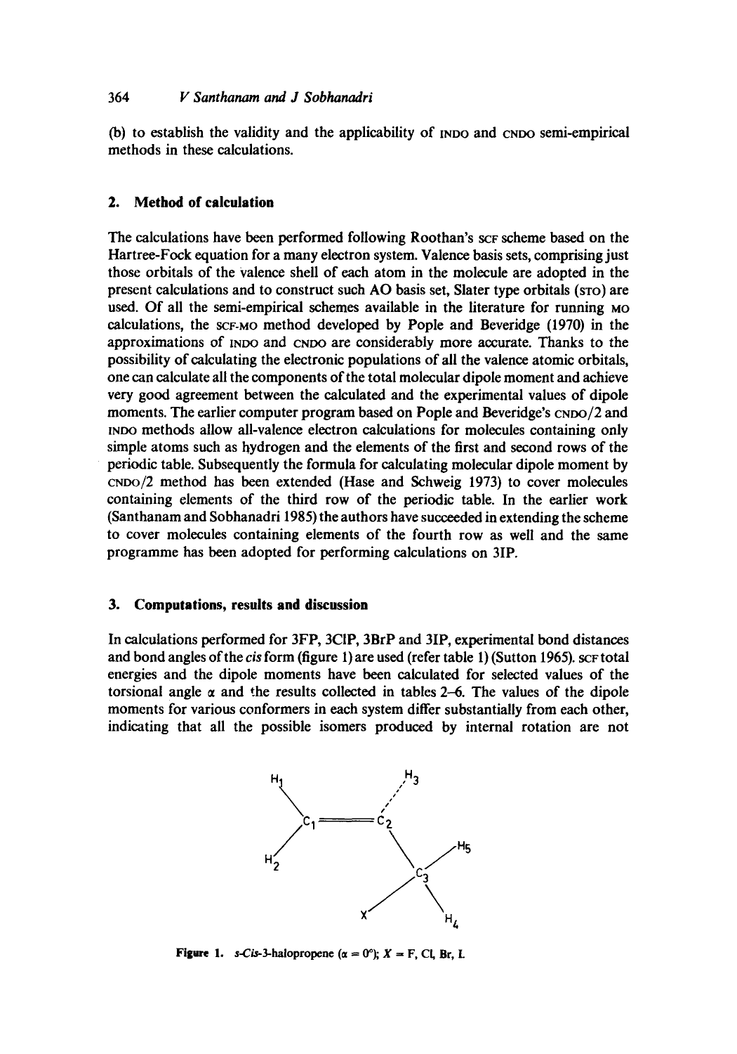(b) to establish the validity and the applicability of INDO and CNDO semi-empirical methods in these calculations.

## 2. Method of calculation

The calculations have been performed following Roothan's SCF scheme based on the Hartree-Fock equation for a many electron system. Valence basis sets, comprising just those orbitals of the valence shell of each atom in the molecule are adopted in the present calculations and to construct such AO basis set, Slater type orbitals (STO) are used. Of all the semi-empirical schemes available in the literature for running MO calculations, the SCF-MO method developed by Pople and Beveridge (1970) in the approximations of INDO and CNDO are considerably more accurate. Thanks to the possibility of calculating the electronic populations of all the valence atomic orbitals, one can calculate all the components of the total molecular dipole moment and achieve very good agreement between the calculated and the experimental values of dipole moments. The earlier computer program based on Pople and Beveridge's CNDO/2 and INDO methods allow all-valence electron calculations for molecules containing only simple atoms such as hydrogen and the elements of the first and second rows of the periodic table. Subsequently the formula for calculating molecular dipole moment by CNDO/2 method has been extended (Hase and Schweig 1973) to cover molecules containing elements of the third row of the periodic table. In the earlier work (Santhanam and Sobhanadri 1985) the authors have succeeded in extending the scheme to cover molecules containing elements of the fourth row as well and the same programme has been adopted for performing calculations on 3IP.

## 3. Computations, results and discussion

In calculations performed for 3FP, 3ClP, 3BrP and 3IP, experimental bond distances and bond angles of the *cis* form (figure 1) are used (refer table 1) (Sutton 1965). SCF total energies and the dipole moments have been calculated for selected values of the torsional angle $\alpha$ and the results collected in tables 2–6. The values of the dipole moments for various conformers in each system differ substantially from each other, indicating that all the possible isomers produced by internal rotation are not

**Figure 1.** *s-Cis*-3-halopropene ($\alpha = 0°$); $X$ = F, Cl, Br, I.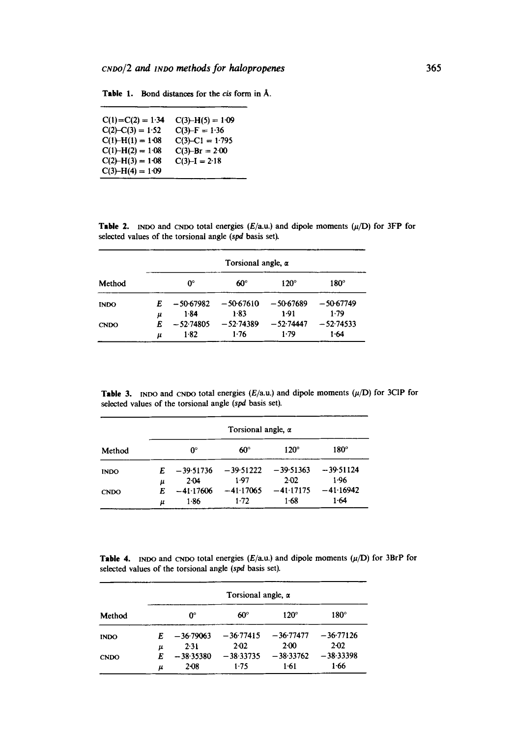**Table 1.** Bond distances for the *cis* form in Å.

| | |
|---|---|
| C(1)=C(2) = 1·34 | C(3)–H(5) = 1·09 |
| C(2)–C(3) = 1·52 | C(3)–F = 1·36 |
| C(1)–H(1) = 1·08 | C(3)–Cl = 1·795 |
| C(1)–H(2) = 1·08 | C(3)–Br = 2·00 |
| C(2)–H(3) = 1·08 | C(3)–I = 2·18 |
| C(3)–H(4) = 1·09 | |

**Table 2.** INDO and CNDO total energies ($E$/a.u.) and dipole moments ($\mu$/D) for 3FP for selected values of the torsional angle (*spd* basis set).

| | | Torsional angle, $\alpha$ | | | |
|---|---|---|---|---|---|
| Method | | 0° | 60° | 120° | 180° |
| INDO | $E$ | −50·67982 | −50·67610 | −50·67689 | −50·67749 |
| | $\mu$ | 1·84 | 1·83 | 1·91 | 1·79 |
| CNDO | $E$ | −52·74805 | −52·74389 | −52·74447 | −52·74533 |
| | $\mu$ | 1·82 | 1·76 | 1·79 | 1·64 |

**Table 3.** INDO and CNDO total energies ($E$/a.u.) and dipole moments ($\mu$/D) for 3ClP for selected values of the torsional angle (*spd* basis set).

| | | Torsional angle, $\alpha$ | | | |
|---|---|---|---|---|---|
| Method | | 0° | 60° | 120° | 180° |
| INDO | $E$ | −39·51736 | −39·51222 | −39·51363 | −39·51124 |
| | $\mu$ | 2·04 | 1·97 | 2·02 | 1·96 |
| CNDO | $E$ | −41·17606 | −41·17065 | −41·17175 | −41·16942 |
| | $\mu$ | 1·86 | 1·72 | 1·68 | 1·64 |

**Table 4.** INDO and CNDO total energies ($E$/a.u.) and dipole moments ($\mu$/D) for 3BrP for selected values of the torsional angle (*spd* basis set).

| | | Torsional angle, $\alpha$ | | | |
|---|---|---|---|---|---|
| Method | | 0° | 60° | 120° | 180° |
| INDO | $E$ | −36·79063 | −36·77415 | −36·77477 | −36·77126 |
| | $\mu$ | 2·31 | 2·02 | 2·00 | 2·02 |
| CNDO | $E$ | −38·35380 | −38·33735 | −38·33762 | −38·33398 |
| | $\mu$ | 2·08 | 1·75 | 1·61 | 1·66 |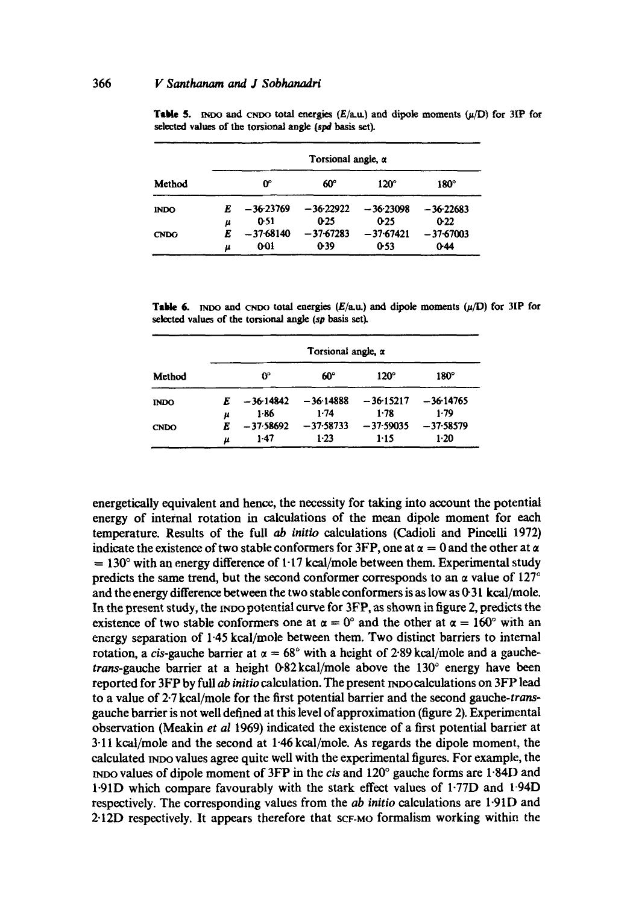**Table 5.** INDO and CNDO total energies (*E*/a.u.) and dipole moments ($\mu$/D) for 3IP for selected values of the torsional angle (*spd* basis set).

| Method | | Torsional angle, $\alpha$ | | | |
|---|---|---|---|---|---|
| | | 0° | 60° | 120° | 180° |
| INDO | $E$ | −36·23769 | −36·22922 | −36·23098 | −36·22683 |
| | $\mu$ | 0·51 | 0·25 | 0·25 | 0·22 |
| CNDO | $E$ | −37·68140 | −37·67283 | −37·67421 | −37·67003 |
| | $\mu$ | 0·01 | 0·39 | 0·53 | 0·44 |

**Table 6.** INDO and CNDO total energies (*E*/a.u.) and dipole moments ($\mu$/D) for 3IP for selected values of the torsional angle (*sp* basis set).

| Method | | Torsional angle, $\alpha$ | | | |
|---|---|---|---|---|---|
| | | 0° | 60° | 120° | 180° |
| INDO | $E$ | −36·14842 | −36·14888 | −36·15217 | −36·14765 |
| | $\mu$ | 1·86 | 1·74 | 1·78 | 1·79 |
| CNDO | $E$ | −37·58692 | −37·58733 | −37·59035 | −37·58579 |
| | $\mu$ | 1·47 | 1·23 | 1·15 | 1·20 |

energetically equivalent and hence, the necessity for taking into account the potential energy of internal rotation in calculations of the mean dipole moment for each temperature. Results of the full *ab initio* calculations (Cadioli and Pincelli 1972) indicate the existence of two stable conformers for 3FP, one at $\alpha = 0$ and the other at $\alpha = 130°$ with an energy difference of 1·17 kcal/mole between them. Experimental study predicts the same trend, but the second conformer corresponds to an $\alpha$ value of 127° and the energy difference between the two stable conformers is as low as 0·31 kcal/mole. In the present study, the INDO potential curve for 3FP, as shown in figure 2, predicts the existence of two stable conformers one at $\alpha = 0°$ and the other at $\alpha = 160°$ with an energy separation of 1·45 kcal/mole between them. Two distinct barriers to internal rotation, a *cis*-gauche barrier at $\alpha = 68°$ with a height of 2·89 kcal/mole and a gauche-*trans*-gauche barrier at a height 0·82 kcal/mole above the 130° energy have been reported for 3FP by full *ab initio* calculation. The present INDO calculations on 3FP lead to a value of 2·7 kcal/mole for the first potential barrier and the second gauche-*trans*-gauche barrier is not well defined at this level of approximation (figure 2). Experimental observation (Meakin *et al* 1969) indicated the existence of a first potential barrier at 3·11 kcal/mole and the second at 1·46 kcal/mole. As regards the dipole moment, the calculated INDO values agree quite well with the experimental figures. For example, the INDO values of dipole moment of 3FP in the *cis* and 120° gauche forms are 1·84D and 1·91D which compare favourably with the stark effect values of 1·77D and 1·94D respectively. The corresponding values from the *ab initio* calculations are 1·91D and 2·12D respectively. It appears therefore that SCF-MO formalism working within the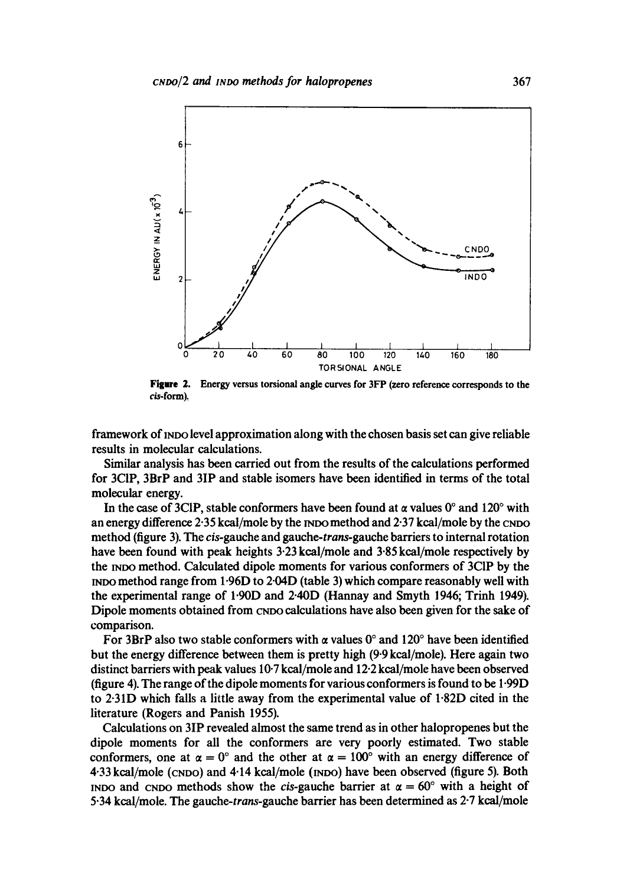Figure 2. Energy versus torsional angle curves for 3FP (zero reference corresponds to the *cis*-form).

framework of INDO level approximation along with the chosen basis set can give reliable results in molecular calculations.

Similar analysis has been carried out from the results of the calculations performed for 3ClP, 3BrP and 3IP and stable isomers have been identified in terms of the total molecular energy.

In the case of 3ClP, stable conformers have been found at $\alpha$ values 0° and 120° with an energy difference 2·35 kcal/mole by the INDO method and 2·37 kcal/mole by the CNDO method (figure 3). The *cis*-gauche and gauche-*trans*-gauche barriers to internal rotation have been found with peak heights 3·23 kcal/mole and 3·85 kcal/mole respectively by the INDO method. Calculated dipole moments for various conformers of 3ClP by the INDO method range from 1·96D to 2·04D (table 3) which compare reasonably well with the experimental range of 1·90D and 2·40D (Hannay and Smyth 1946; Trinh 1949). Dipole moments obtained from CNDO calculations have also been given for the sake of comparison.

For 3BrP also two stable conformers with $\alpha$ values 0° and 120° have been identified but the energy difference between them is pretty high (9·9 kcal/mole). Here again two distinct barriers with peak values 10·7 kcal/mole and 12·2 kcal/mole have been observed (figure 4). The range of the dipole moments for various conformers is found to be 1·99D to 2·31D which falls a little away from the experimental value of 1·82D cited in the literature (Rogers and Panish 1955).

Calculations on 3IP revealed almost the same trend as in other halopropenes but the dipole moments for all the conformers are very poorly estimated. Two stable conformers, one at $\alpha = 0°$ and the other at $\alpha = 100°$ with an energy difference of 4·33 kcal/mole (CNDO) and 4·14 kcal/mole (INDO) have been observed (figure 5). Both INDO and CNDO methods show the *cis*-gauche barrier at $\alpha = 60°$ with a height of 5·34 kcal/mole. The gauche-*trans*-gauche barrier has been determined as 2·7 kcal/mole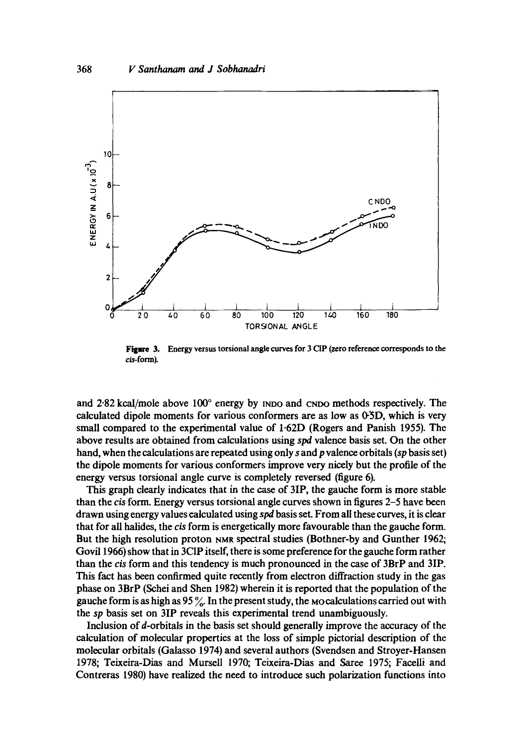Figure 3. Energy versus torsional angle curves for 3 ClP (zero reference corresponds to the *cis*-form).

and 2·82 kcal/mole above 100° energy by INDO and CNDO methods respectively. The calculated dipole moments for various conformers are as low as 0·5D, which is very small compared to the experimental value of 1·62D (Rogers and Panish 1955). The above results are obtained from calculations using *spd* valence basis set. On the other hand, when the calculations are repeated using only *s* and *p* valence orbitals (*sp* basis set) the dipole moments for various conformers improve very nicely but the profile of the energy versus torsional angle curve is completely reversed (figure 6).

This graph clearly indicates that in the case of 3IP, the gauche form is more stable than the *cis* form. Energy versus torsional angle curves shown in figures 2–5 have been drawn using energy values calculated using *spd* basis set. From all these curves, it is clear that for all halides, the *cis* form is energetically more favourable than the gauche form. But the high resolution proton NMR spectral studies (Bothner-by and Gunther 1962; Govil 1966) show that in 3ClP itself, there is some preference for the gauche form rather than the *cis* form and this tendency is much pronounced in the case of 3BrP and 3IP. This fact has been confirmed quite recently from electron diffraction study in the gas phase on 3BrP (Schei and Shen 1982) wherein it is reported that the population of the gauche form is as high as 95 %. In the present study, the MO calculations carried out with the *sp* basis set on 3IP reveals this experimental trend unambiguously.

Inclusion of *d*-orbitals in the basis set should generally improve the accuracy of the calculation of molecular properties at the loss of simple pictorial description of the molecular orbitals (Galasso 1974) and several authors (Svendsen and Stroyer-Hansen 1978; Teixeira-Dias and Mursell 1970; Teixeira-Dias and Saree 1975; Facelli and Contreras 1980) have realized the need to introduce such polarization functions into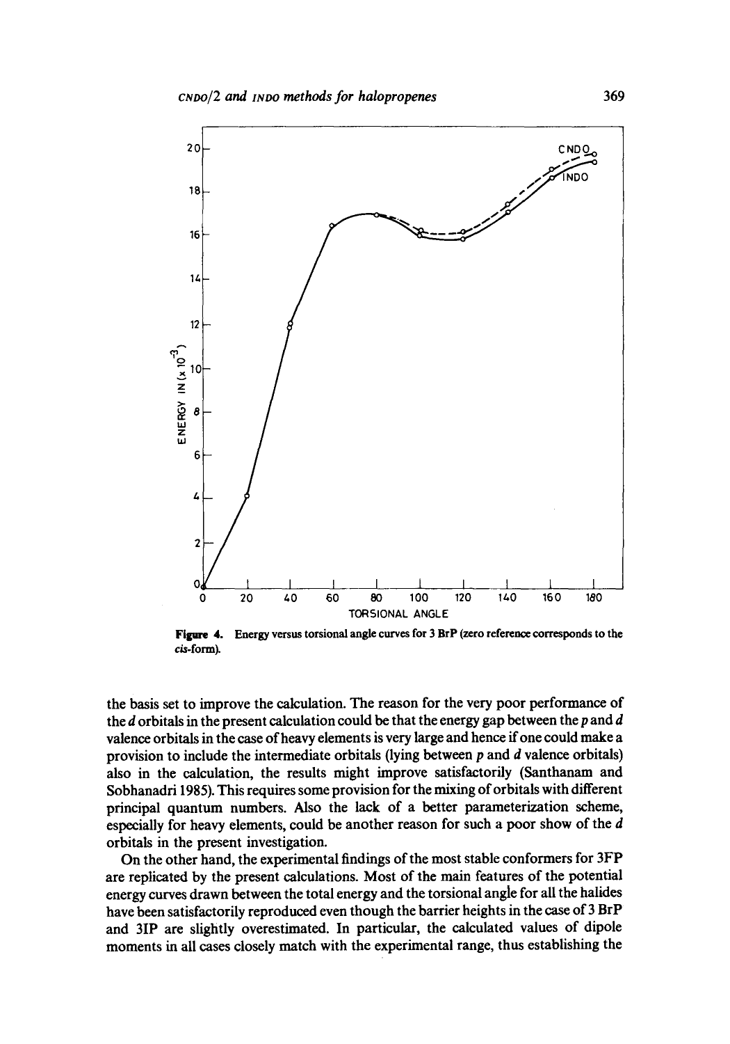**Figure 4.** Energy versus torsional angle curves for 3 BrP (zero reference corresponds to the *cis*-form).

the basis set to improve the calculation. The reason for the very poor performance of the *d* orbitals in the present calculation could be that the energy gap between the *p* and *d* valence orbitals in the case of heavy elements is very large and hence if one could make a provision to include the intermediate orbitals (lying between *p* and *d* valence orbitals) also in the calculation, the results might improve satisfactorily (Santhanam and Sobhanadri 1985). This requires some provision for the mixing of orbitals with different principal quantum numbers. Also the lack of a better parameterization scheme, especially for heavy elements, could be another reason for such a poor show of the *d* orbitals in the present investigation.

On the other hand, the experimental findings of the most stable conformers for 3FP are replicated by the present calculations. Most of the main features of the potential energy curves drawn between the total energy and the torsional angle for all the halides have been satisfactorily reproduced even though the barrier heights in the case of 3 BrP and 3IP are slightly overestimated. In particular, the calculated values of dipole moments in all cases closely match with the experimental range, thus establishing the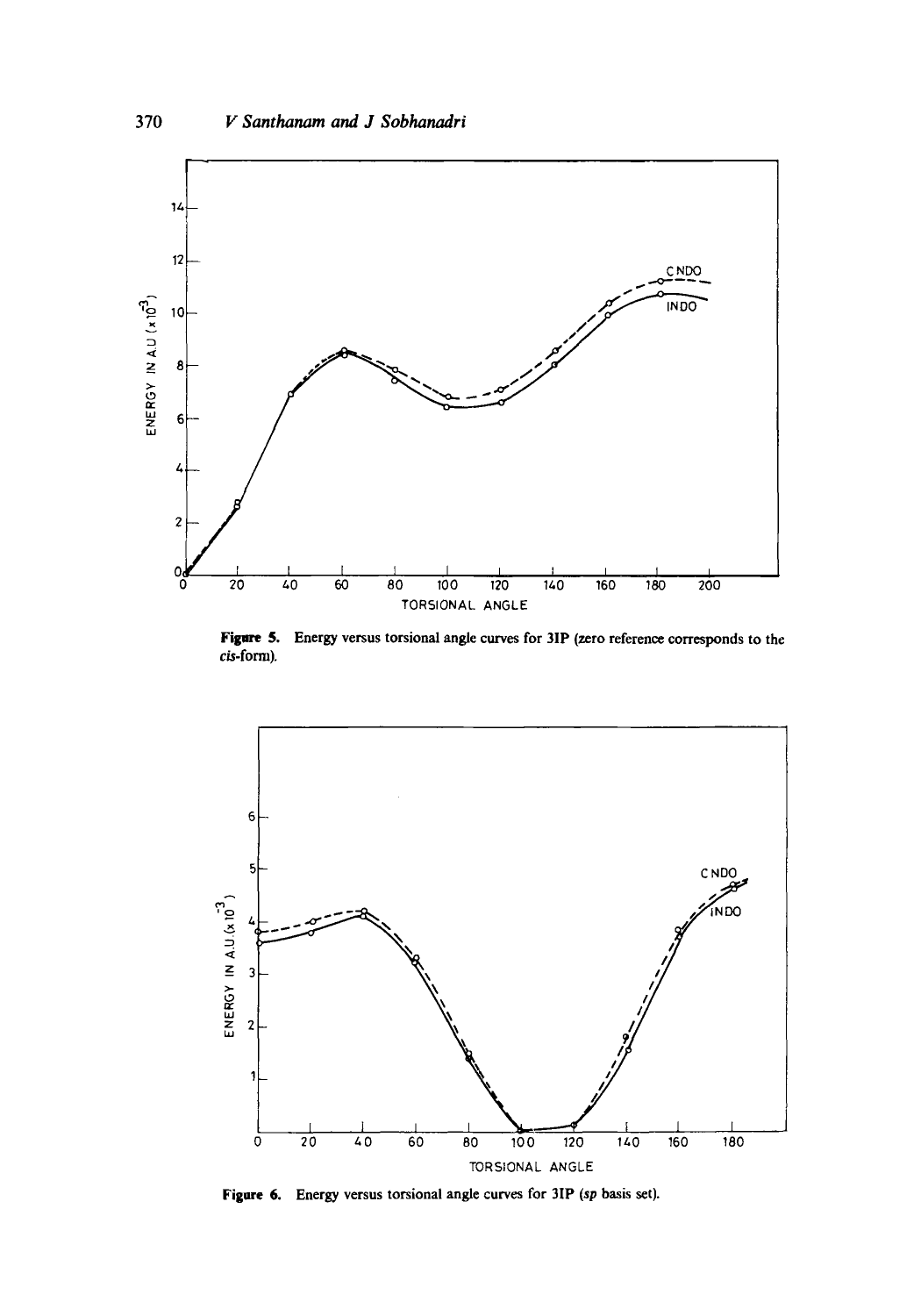**Figure 5.** Energy versus torsional angle curves for 3IP (zero reference corresponds to the *cis*-form).

**Figure 6.** Energy versus torsional angle curves for 3IP (*sp* basis set).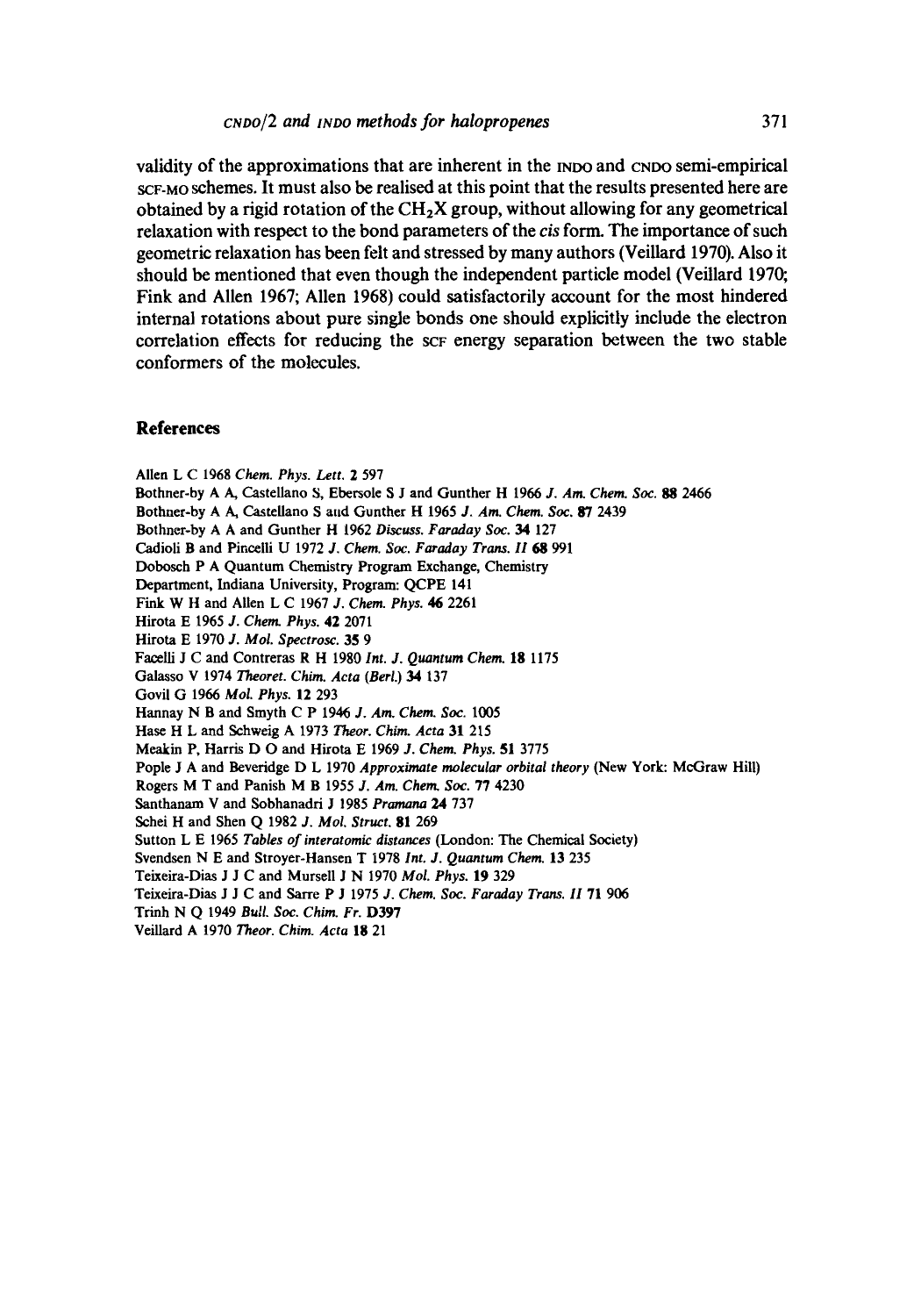validity of the approximations that are inherent in the INDO and CNDO semi-empirical SCF-MO schemes. It must also be realised at this point that the results presented here are obtained by a rigid rotation of the $CH_2X$ group, without allowing for any geometrical relaxation with respect to the bond parameters of the *cis* form. The importance of such geometric relaxation has been felt and stressed by many authors (Veillard 1970). Also it should be mentioned that even though the independent particle model (Veillard 1970; Fink and Allen 1967; Allen 1968) could satisfactorily account for the most hindered internal rotations about pure single bonds one should explicitly include the electron correlation effects for reducing the SCF energy separation between the two stable conformers of the molecules.

## References

Allen L C 1968 *Chem. Phys. Lett.* **2** 597

Bothner-by A A, Castellano S, Ebersole S J and Gunther H 1966 *J. Am. Chem. Soc.* **88** 2466

Bothner-by A A, Castellano S and Gunther H 1965 *J. Am. Chem. Soc.* **87** 2439

Bothner-by A A and Gunther H 1962 *Discuss. Faraday Soc.* **34** 127

Cadioli B and Pincelli U 1972 *J. Chem. Soc. Faraday Trans. II* **68** 991

Dobosch P A Quantum Chemistry Program Exchange, Chemistry Department, Indiana University, Program: QCPE 141

Fink W H and Allen L C 1967 *J. Chem. Phys.* **46** 2261

Hirota E 1965 *J. Chem. Phys.* **42** 2071

Hirota E 1970 *J. Mol. Spectrosc.* **35** 9

Facelli J C and Contreras R H 1980 *Int. J. Quantum Chem.* **18** 1175

Galasso V 1974 *Theoret. Chim. Acta (Berl.)* **34** 137

Govil G 1966 *Mol. Phys.* **12** 293

Hannay N B and Smyth C P 1946 *J. Am. Chem. Soc.* 1005

Hase H L and Schweig A 1973 *Theor. Chim. Acta* **31** 215

Meakin P, Harris D O and Hirota E 1969 *J. Chem. Phys.* **51** 3775

Pople J A and Beveridge D L 1970 *Approximate molecular orbital theory* (New York: McGraw Hill)

Rogers M T and Panish M B 1955 *J. Am. Chem. Soc.* **77** 4230

Santhanam V and Sobhanadri J 1985 *Pramana* **24** 737

Schei H and Shen Q 1982 *J. Mol. Struct.* **81** 269

Sutton L E 1965 *Tables of interatomic distances* (London: The Chemical Society)

Svendsen N E and Stroyer-Hansen T 1978 *Int. J. Quantum Chem.* **13** 235

Teixeira-Dias J J C and Mursell J N 1970 *Mol. Phys.* **19** 329

Teixeira-Dias J J C and Sarre P J 1975 *J. Chem. Soc. Faraday Trans. II* **71** 906

Trinh N Q 1949 *Bull. Soc. Chim. Fr.* **D397**

Veillard A 1970 *Theor. Chim. Acta* **18** 21